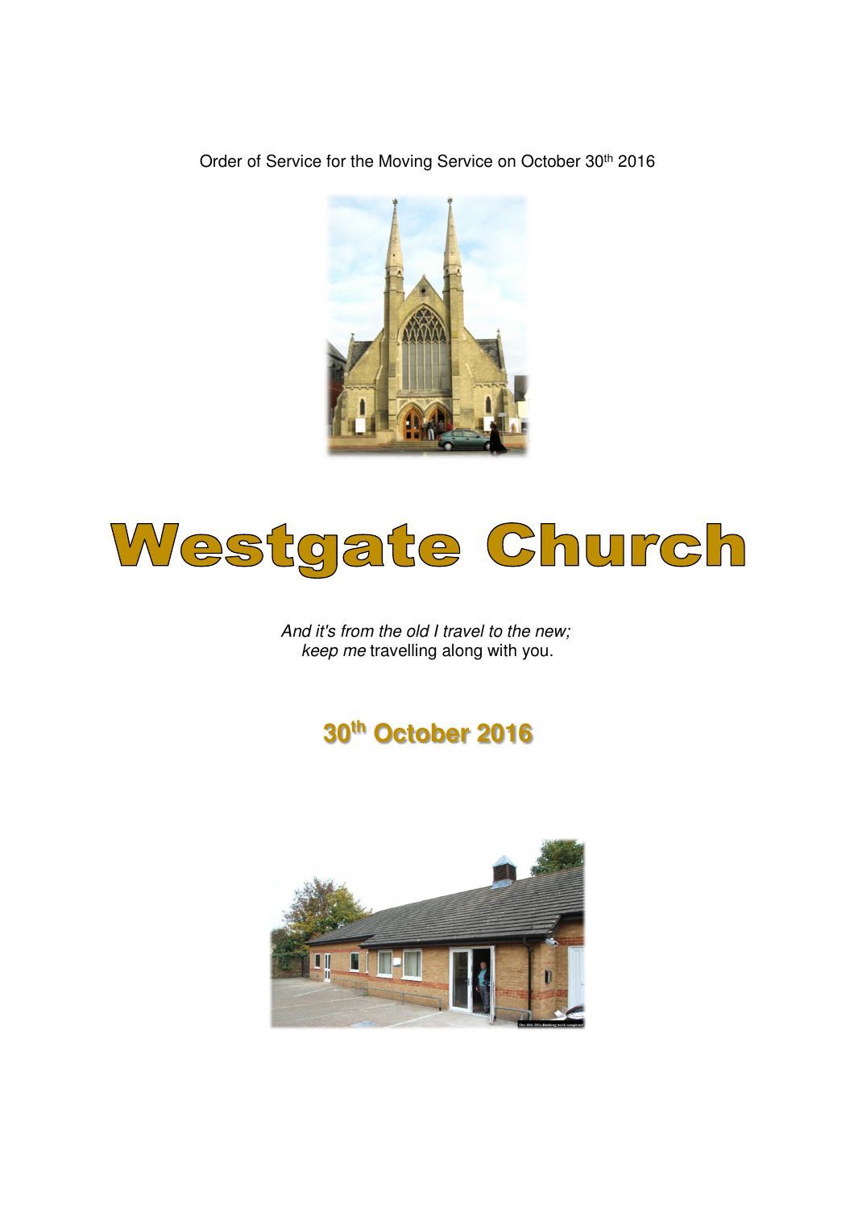Order of Service for the Moving Service on October 30th 2016

# Westgate Church

*And it's from the old I travel to the new;*
*keep me* travelling along with you.

## 30th October 2016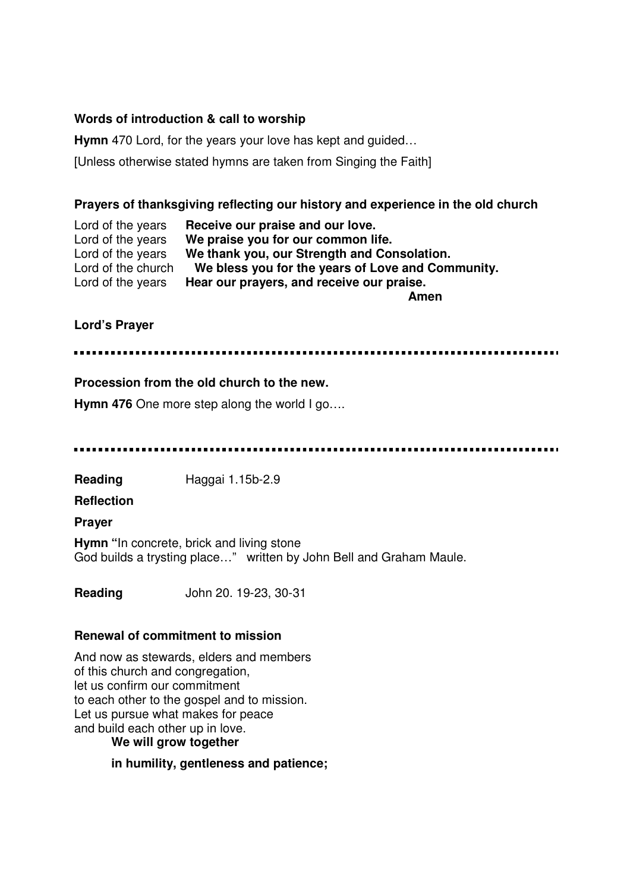**Words of introduction & call to worship**

**Hymn** 470 Lord, for the years your love has kept and guided…

[Unless otherwise stated hymns are taken from Singing the Faith]

**Prayers of thanksgiving reflecting our history and experience in the old church**

Lord of the years **Receive our praise and our love.**
Lord of the years **We praise you for our common life.**
Lord of the years **We thank you, our Strength and Consolation.**
Lord of the church **We bless you for the years of Love and Community.**
Lord of the years **Hear our prayers, and receive our praise.**
**Amen**

**Lord's Prayer**

---

**Procession from the old church to the new.**

**Hymn 476** One more step along the world I go….

---

**Reading** Haggai 1.15b-2.9

**Reflection**

**Prayer**

**Hymn** "In concrete, brick and living stone
God builds a trysting place…" written by John Bell and Graham Maule.

**Reading** John 20. 19-23, 30-31

**Renewal of commitment to mission**

And now as stewards, elders and members
of this church and congregation,
let us confirm our commitment
to each other to the gospel and to mission.
Let us pursue what makes for peace
and build each other up in love.

**We will grow together**

**in humility, gentleness and patience;**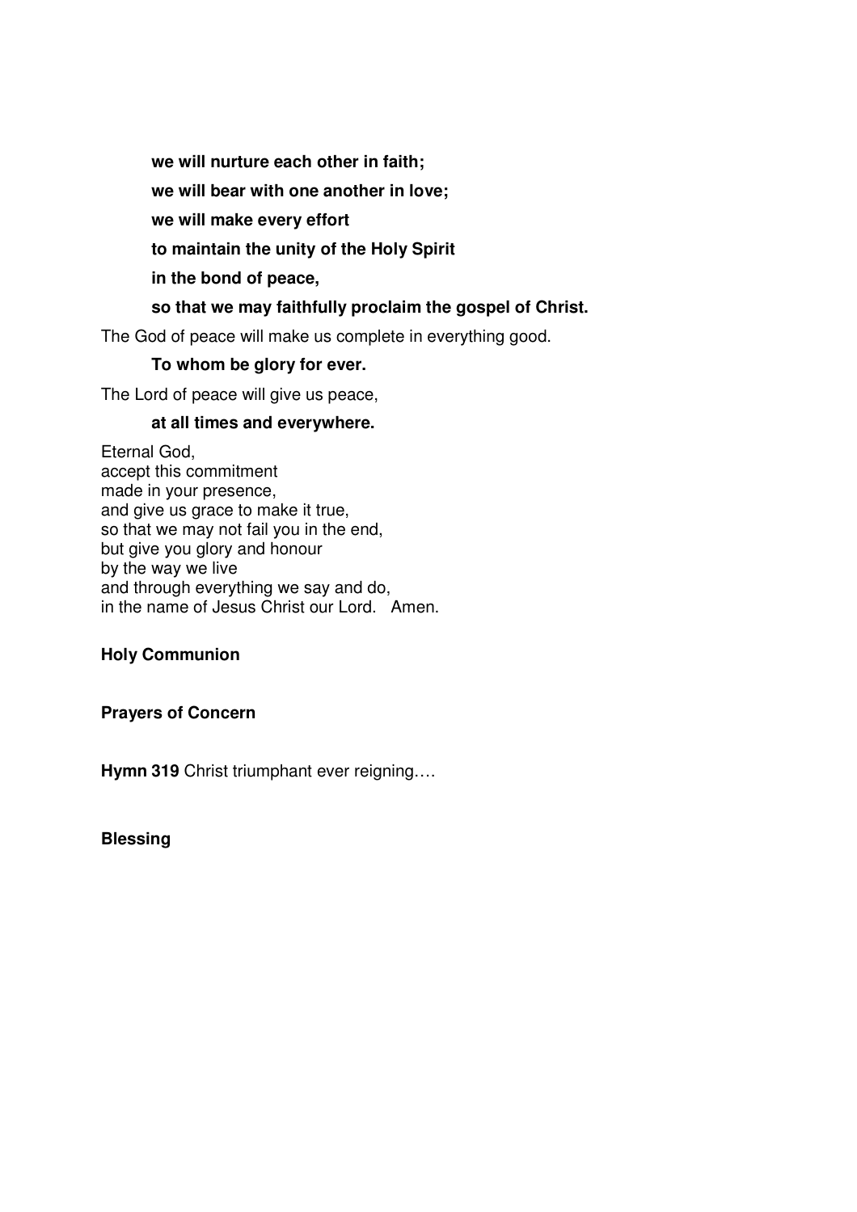**we will nurture each other in faith;**

**we will bear with one another in love;**

**we will make every effort**

**to maintain the unity of the Holy Spirit**

**in the bond of peace,**

**so that we may faithfully proclaim the gospel of Christ.**

The God of peace will make us complete in everything good.

**To whom be glory for ever.**

The Lord of peace will give us peace,

**at all times and everywhere.**

Eternal God,
accept this commitment
made in your presence,
and give us grace to make it true,
so that we may not fail you in the end,
but give you glory and honour
by the way we live
and through everything we say and do,
in the name of Jesus Christ our Lord. Amen.

**Holy Communion**

**Prayers of Concern**

**Hymn 319** Christ triumphant ever reigning….

**Blessing**